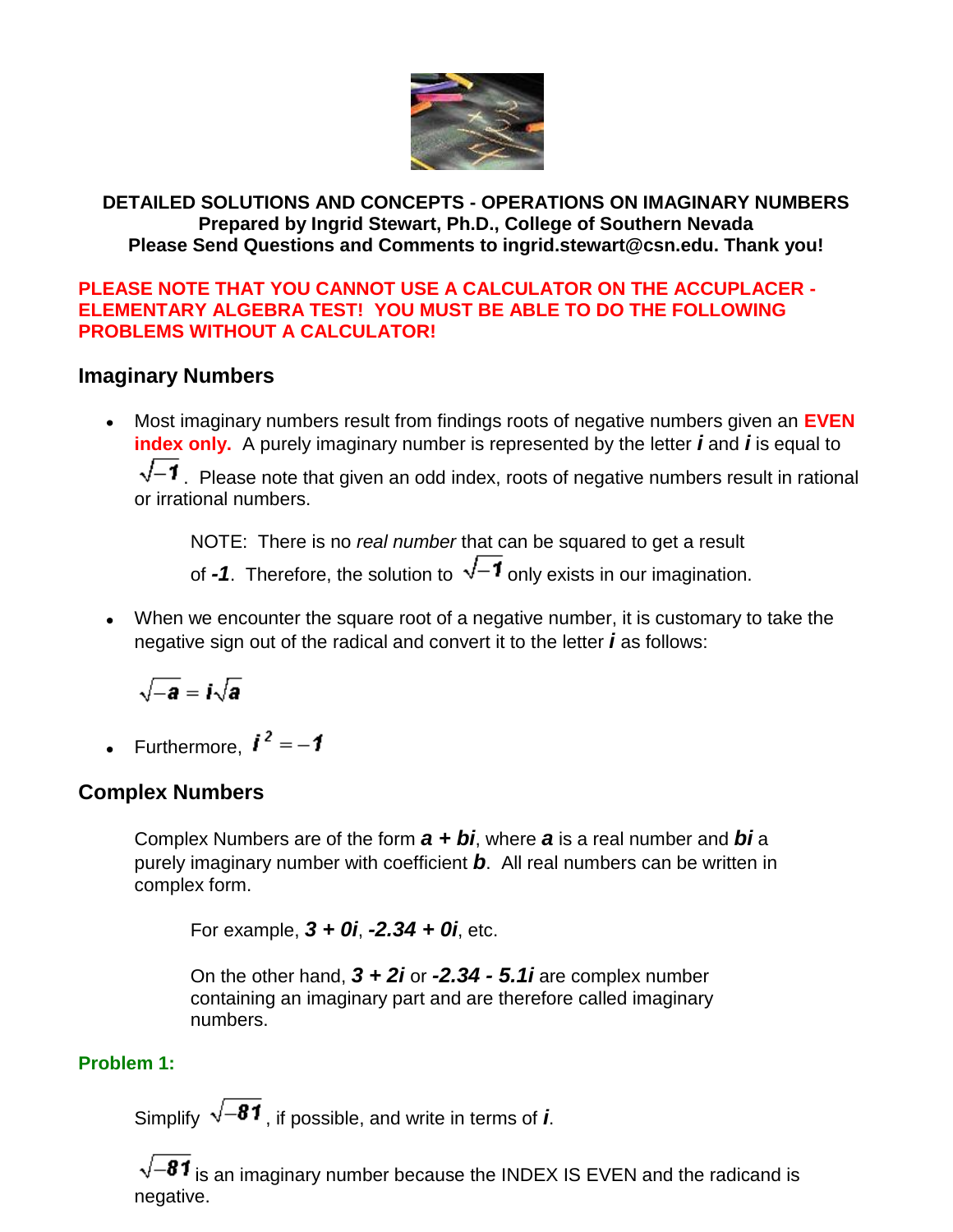**DETAILED SOLUTIONS AND CONCEPTS - OPERATIONS ON IMAGINARY NUMBERS**
**Prepared by Ingrid Stewart, Ph.D., College of Southern Nevada**
**Please Send Questions and Comments to ingrid.stewart@csn.edu. Thank you!**

**PLEASE NOTE THAT YOU CANNOT USE A CALCULATOR ON THE ACCUPLACER - ELEMENTARY ALGEBRA TEST! YOU MUST BE ABLE TO DO THE FOLLOWING PROBLEMS WITHOUT A CALCULATOR!**

## Imaginary Numbers

- Most imaginary numbers result from findings roots of negative numbers given an **EVEN index only.** A purely imaginary number is represented by the letter $i$ and $i$ is equal to $\sqrt{-1}$. Please note that given an odd index, roots of negative numbers result in rational or irrational numbers.

  NOTE: There is no *real number* that can be squared to get a result of $-1$. Therefore, the solution to $\sqrt{-1}$ only exists in our imagination.

- When we encounter the square root of a negative number, it is customary to take the negative sign out of the radical and convert it to the letter $i$ as follows:

$$\sqrt{-a} = i\sqrt{a}$$

- Furthermore, $i^2 = -1$

## Complex Numbers

Complex Numbers are of the form $a + bi$, where $a$ is a real number and $bi$ a purely imaginary number with coefficient $b$. All real numbers can be written in complex form.

For example, $3 + 0i$, $-2.34 + 0i$, etc.

On the other hand, $3 + 2i$ or $-2.34 - 5.1i$ are complex number containing an imaginary part and are therefore called imaginary numbers.

### Problem 1:

Simplify $\sqrt{-81}$, if possible, and write in terms of $i$.

$\sqrt{-81}$ is an imaginary number because the INDEX IS EVEN and the radicand is negative.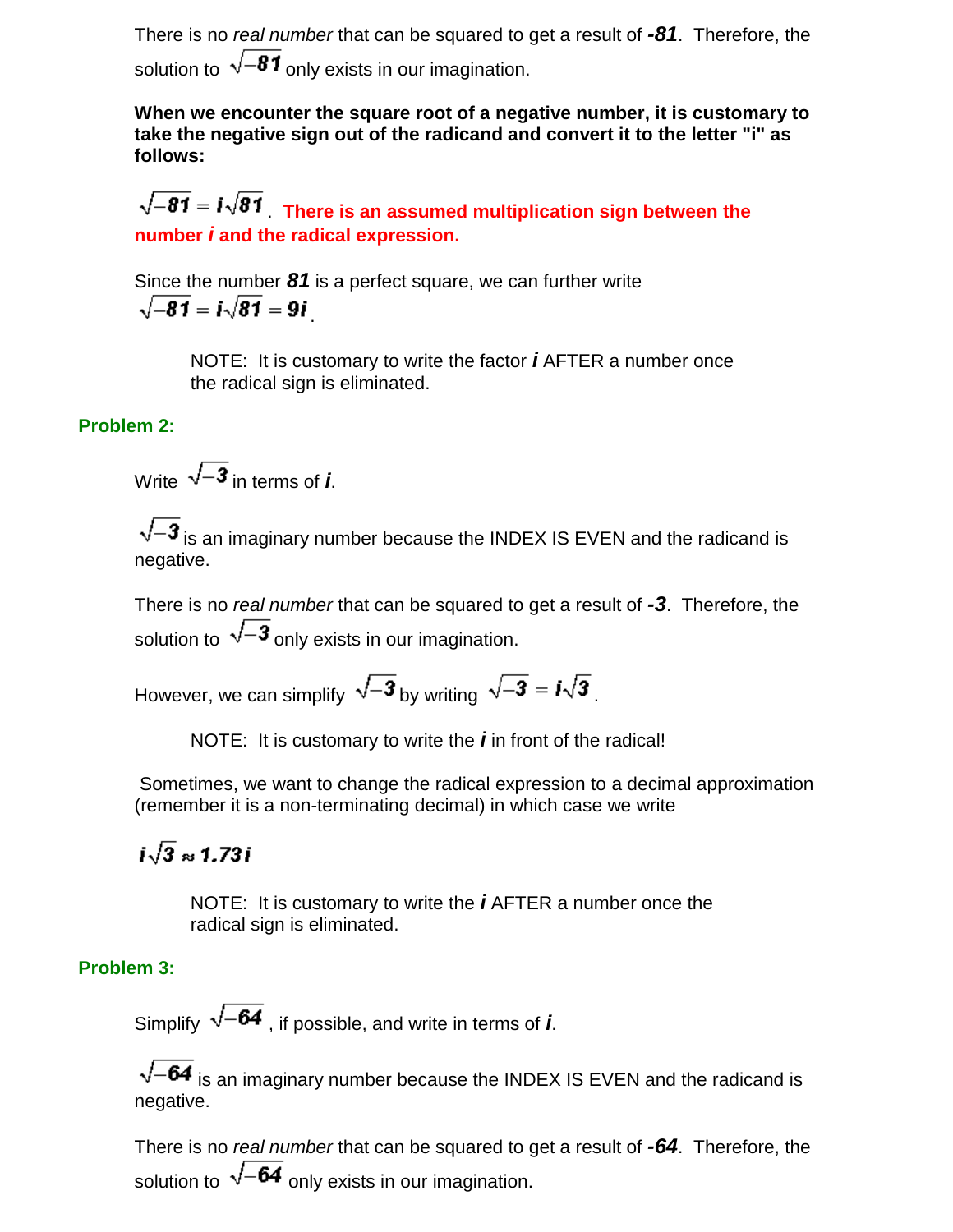There is no *real number* that can be squared to get a result of ***-81***. Therefore, the solution to $\sqrt{-81}$ only exists in our imagination.

**When we encounter the square root of a negative number, it is customary to take the negative sign out of the radicand and convert it to the letter "i" as follows:**

$\sqrt{-81} = i\sqrt{81}$. **There is an assumed multiplication sign between the number *i* and the radical expression.**

Since the number ***81*** is a perfect square, we can further write $\sqrt{-81} = i\sqrt{81} = 9i$.

> NOTE: It is customary to write the factor ***i*** AFTER a number once the radical sign is eliminated.

**Problem 2:**

Write $\sqrt{-3}$ in terms of ***i***.

$\sqrt{-3}$ is an imaginary number because the INDEX IS EVEN and the radicand is negative.

There is no *real number* that can be squared to get a result of ***-3***. Therefore, the solution to $\sqrt{-3}$ only exists in our imagination.

However, we can simplify $\sqrt{-3}$ by writing $\sqrt{-3} = i\sqrt{3}$.

> NOTE: It is customary to write the ***i*** in front of the radical!

Sometimes, we want to change the radical expression to a decimal approximation (remember it is a non-terminating decimal) in which case we write

$$i\sqrt{3} \approx 1.73i$$

> NOTE: It is customary to write the ***i*** AFTER a number once the radical sign is eliminated.

**Problem 3:**

Simplify $\sqrt{-64}$, if possible, and write in terms of ***i***.

$\sqrt{-64}$ is an imaginary number because the INDEX IS EVEN and the radicand is negative.

There is no *real number* that can be squared to get a result of ***-64***. Therefore, the solution to $\sqrt{-64}$ only exists in our imagination.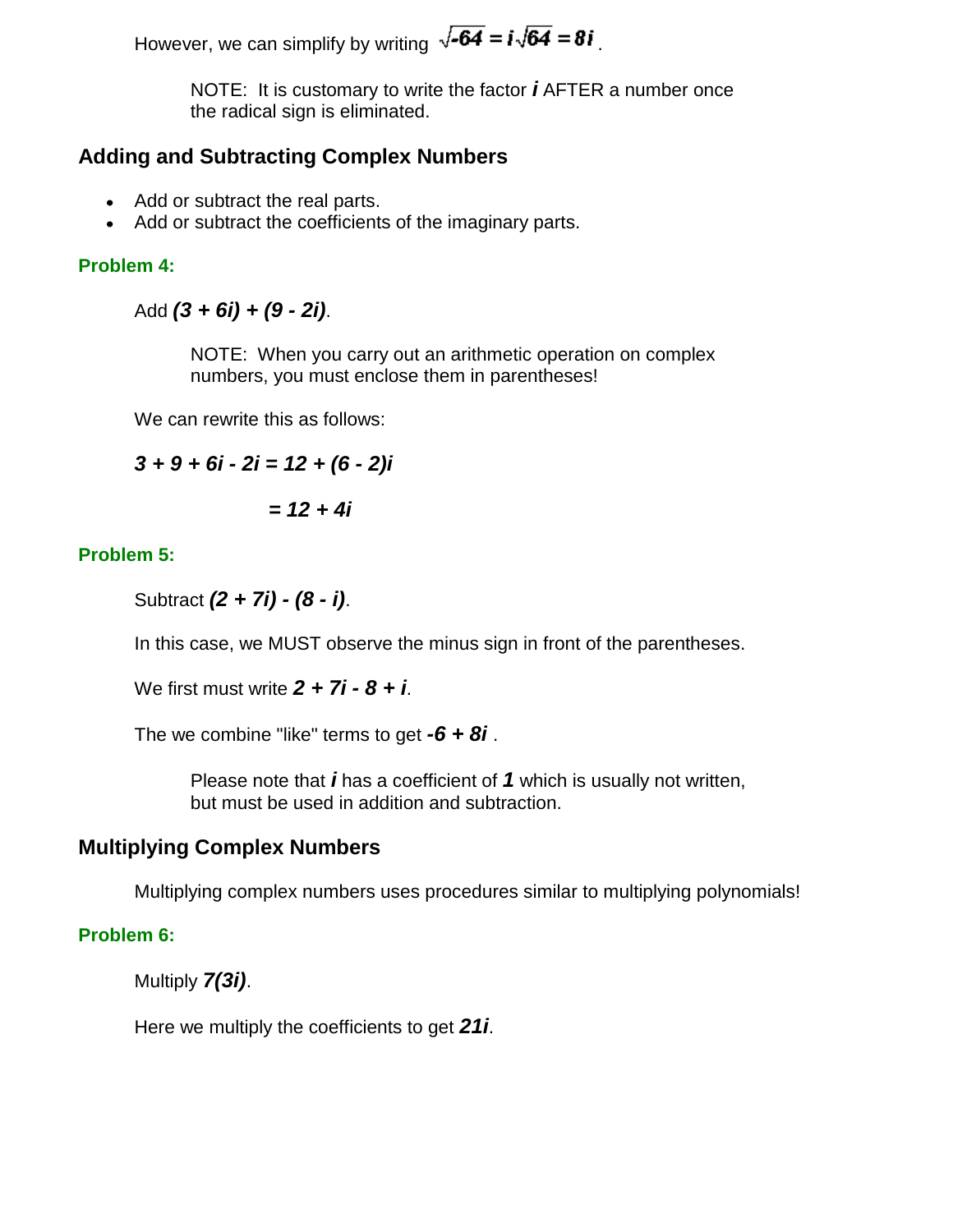However, we can simplify by writing $\sqrt{-64} = i\sqrt{64} = 8i$.

> NOTE: It is customary to write the factor ***i*** AFTER a number once the radical sign is eliminated.

## Adding and Subtracting Complex Numbers

- Add or subtract the real parts.
- Add or subtract the coefficients of the imaginary parts.

### Problem 4:

Add $(3 + 6i) + (9 - 2i)$.

> NOTE: When you carry out an arithmetic operation on complex numbers, you must enclose them in parentheses!

We can rewrite this as follows:

$$3 + 9 + 6i - 2i = 12 + (6 - 2)i$$

$$= 12 + 4i$$

### Problem 5:

Subtract $(2 + 7i) - (8 - i)$.

In this case, we MUST observe the minus sign in front of the parentheses.

We first must write $2 + 7i - 8 + i$.

The we combine "like" terms to get $-6 + 8i$ .

> Please note that ***i*** has a coefficient of ***1*** which is usually not written, but must be used in addition and subtraction.

## Multiplying Complex Numbers

Multiplying complex numbers uses procedures similar to multiplying polynomials!

### Problem 6:

Multiply $7(3i)$.

Here we multiply the coefficients to get $21i$.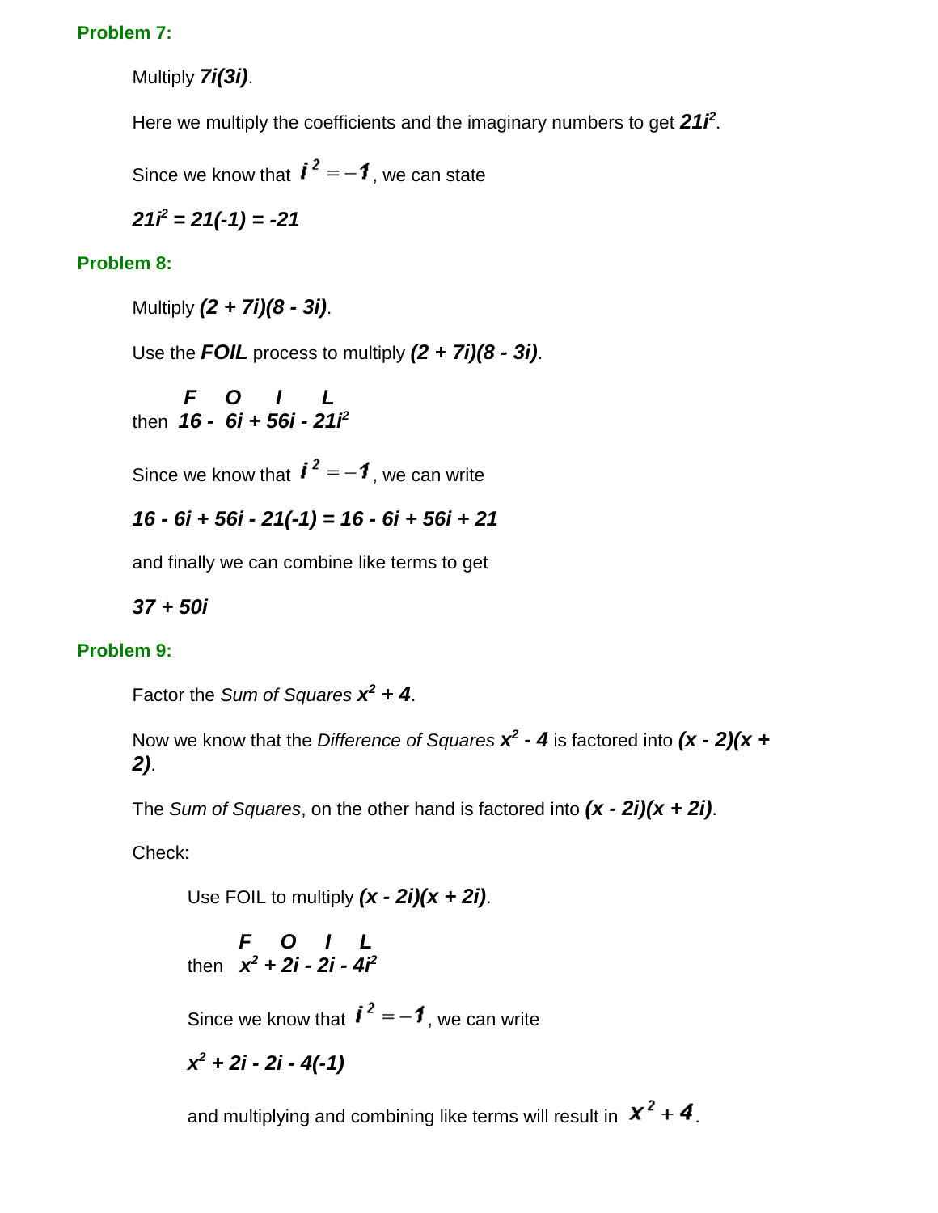**Problem 7:**

Multiply $7i(3i)$.

Here we multiply the coefficients and the imaginary numbers to get $21i^2$.

Since we know that $i^2 = -1$, we can state

$21i^2 = 21(-1) = -21$

**Problem 8:**

Multiply $(2 + 7i)(8 - 3i)$.

Use the ***FOIL*** process to multiply $(2 + 7i)(8 - 3i)$.

$$\begin{array}{cccc} F & O & I & L \end{array}$$

then $16 - 6i + 56i - 21i^2$

Since we know that $i^2 = -1$, we can write

$16 - 6i + 56i - 21(-1) = 16 - 6i + 56i + 21$

and finally we can combine like terms to get

$37 + 50i$

**Problem 9:**

Factor the *Sum of Squares* $x^2 + 4$.

Now we know that the *Difference of Squares* $x^2 - 4$ is factored into $(x - 2)(x + 2)$.

The *Sum of Squares*, on the other hand is factored into $(x - 2i)(x + 2i)$.

Check:

Use FOIL to multiply $(x - 2i)(x + 2i)$.

$$\begin{array}{cccc} F & O & I & L \end{array}$$

then $x^2 + 2i - 2i - 4i^2$

Since we know that $i^2 = -1$, we can write

$x^2 + 2i - 2i - 4(-1)$

and multiplying and combining like terms will result in $x^2 + 4$.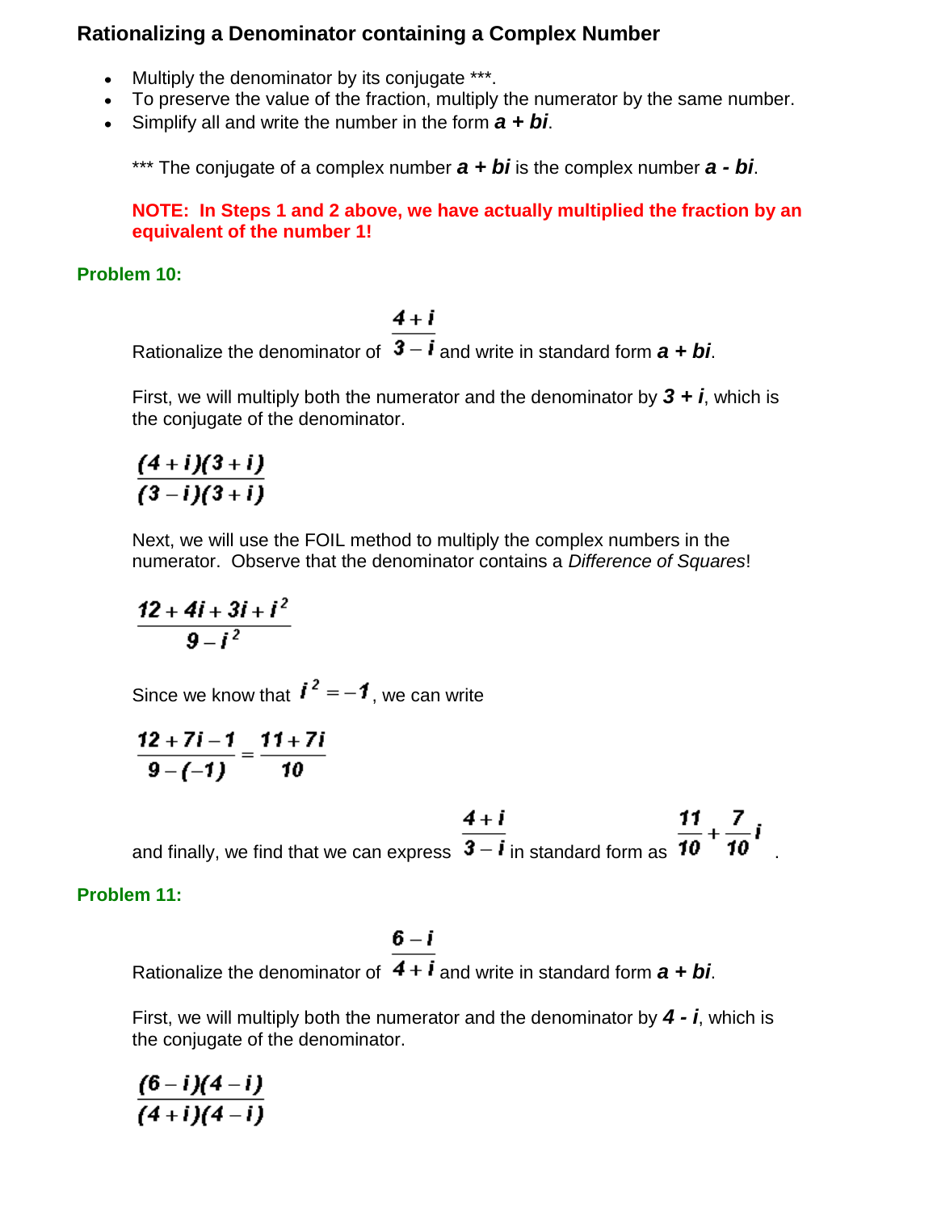## Rationalizing a Denominator containing a Complex Number

- Multiply the denominator by its conjugate ***.
- To preserve the value of the fraction, multiply the numerator by the same number.
- Simplify all and write the number in the form $\boldsymbol{a + bi}$.

*** The conjugate of a complex number $\boldsymbol{a + bi}$ is the complex number $\boldsymbol{a - bi}$.

**NOTE: In Steps 1 and 2 above, we have actually multiplied the fraction by an equivalent of the number 1!**

### Problem 10:

Rationalize the denominator of $\frac{4+i}{3-i}$ and write in standard form $\boldsymbol{a + bi}$.

First, we will multiply both the numerator and the denominator by $\boldsymbol{3 + i}$, which is the conjugate of the denominator.

$$\frac{(4+i)(3+i)}{(3-i)(3+i)}$$

Next, we will use the FOIL method to multiply the complex numbers in the numerator. Observe that the denominator contains a *Difference of Squares*!

$$\frac{12+4i+3i+i^2}{9-i^2}$$

Since we know that $i^2 = -1$, we can write

$$\frac{12+7i-1}{9-(-1)} = \frac{11+7i}{10}$$

and finally, we find that we can express $\frac{4+i}{3-i}$ in standard form as $\frac{11}{10} + \frac{7}{10}i$.

### Problem 11:

Rationalize the denominator of $\frac{6-i}{4+i}$ and write in standard form $\boldsymbol{a + bi}$.

First, we will multiply both the numerator and the denominator by $\boldsymbol{4 - i}$, which is the conjugate of the denominator.

$$\frac{(6-i)(4-i)}{(4+i)(4-i)}$$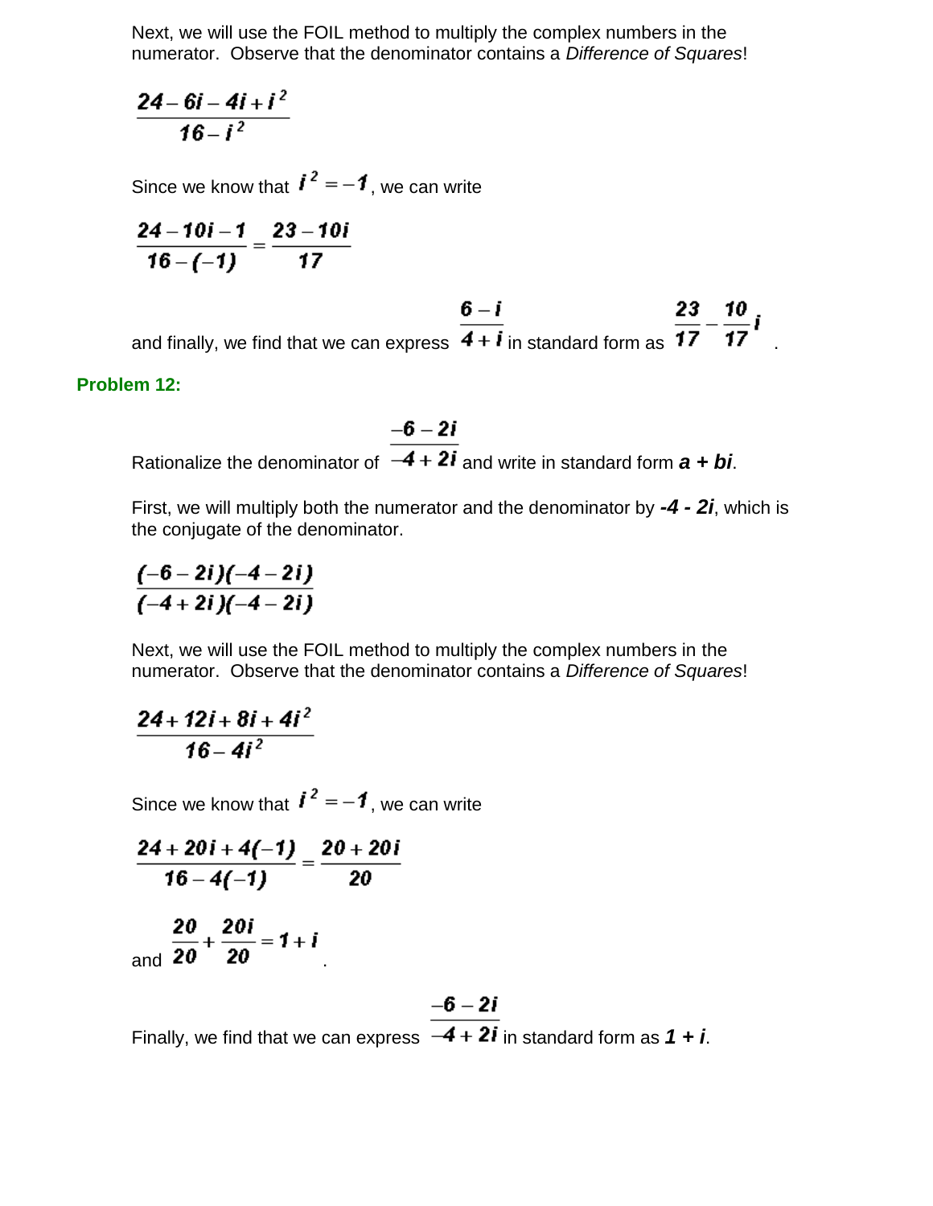Next, we will use the FOIL method to multiply the complex numbers in the numerator. Observe that the denominator contains a *Difference of Squares*!

$$\frac{24-6i-4i+i^2}{16-i^2}$$

Since we know that $i^2=-1$, we can write

$$\frac{24-10i-1}{16-(-1)}=\frac{23-10i}{17}$$

and finally, we find that we can express $\frac{6-i}{4+i}$ in standard form as $\frac{23}{17}-\frac{10}{17}i$ .

**Problem 12:**

Rationalize the denominator of $\frac{-6-2i}{-4+2i}$ and write in standard form ***a + bi***.

First, we will multiply both the numerator and the denominator by ***-4 - 2i***, which is the conjugate of the denominator.

$$\frac{(-6-2i)(-4-2i)}{(-4+2i)(-4-2i)}$$

Next, we will use the FOIL method to multiply the complex numbers in the numerator. Observe that the denominator contains a *Difference of Squares*!

$$\frac{24+12i+8i+4i^2}{16-4i^2}$$

Since we know that $i^2=-1$, we can write

$$\frac{24+20i+4(-1)}{16-4(-1)}=\frac{20+20i}{20}$$

and $\frac{20}{20}+\frac{20i}{20}=1+i$ .

Finally, we find that we can express $\frac{-6-2i}{-4+2i}$ in standard form as ***1 + i***.